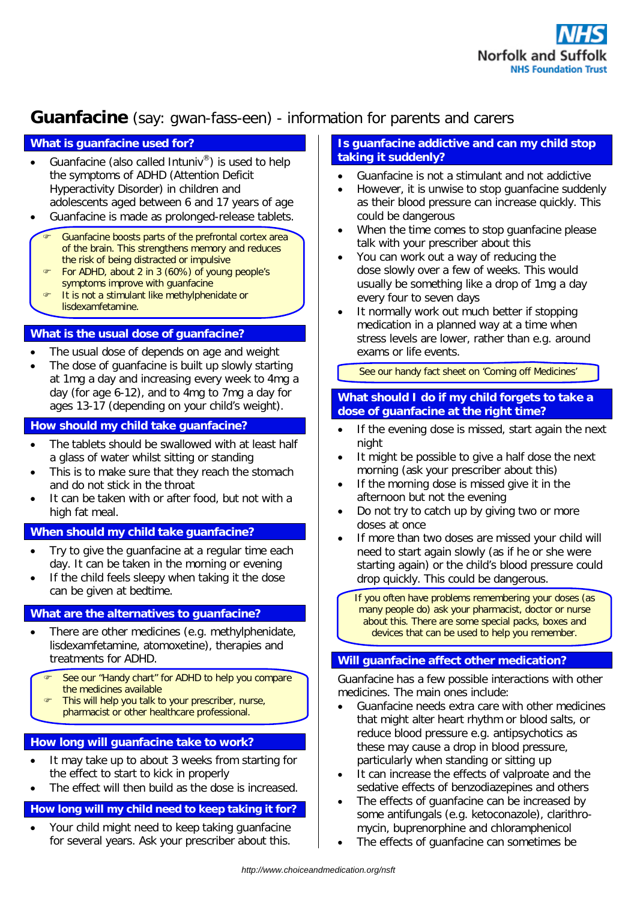# **Guanfacine** (say: gwan-fass-een) - information for parents and carers

## What is guanfacine used for?

- Guanfacine (also called Intuniv®) is used to help the symptoms of ADHD (Attention Deficit Hyperactivity Disorder) in children and adolescents aged between 6 and 17 years of age
- Guanfacine is made as prolonged-release tablets.

> - Guanfacine boosts parts of the prefrontal cortex area of the brain. This strengthens memory and reduces the risk of being distracted or impulsive
> - For ADHD, about 2 in 3 (60%) of young people's symptoms improve with guanfacine
> - It is not a stimulant like methylphenidate or lisdexamfetamine.

## What is the usual dose of guanfacine?

- The usual dose of depends on age and weight
- The dose of guanfacine is built up slowly starting at 1mg a day and increasing every week to 4mg a day (for age 6-12), and to 4mg to 7mg a day for ages 13-17 (depending on your child's weight).

## How should my child take guanfacine?

- The tablets should be swallowed with at least half a glass of water whilst sitting or standing
- This is to make sure that they reach the stomach and do not stick in the throat
- It can be taken with or after food, but not with a high fat meal.

## When should my child take guanfacine?

- Try to give the guanfacine at a regular time each day. It can be taken in the morning or evening
- If the child feels sleepy when taking it the dose can be given at bedtime.

## What are the alternatives to guanfacine?

- There are other medicines (e.g. methylphenidate, lisdexamfetamine, atomoxetine), therapies and treatments for ADHD.

> - See our "Handy chart" for ADHD to help you compare the medicines available
> - This will help you talk to your prescriber, nurse, pharmacist or other healthcare professional.

## How long will guanfacine take to work?

- It may take up to about 3 weeks from starting for the effect to start to kick in properly
- The effect will then build as the dose is increased.

## How long will my child need to keep taking it for?

- Your child might need to keep taking guanfacine for several years. Ask your prescriber about this.

## Is guanfacine addictive and can my child stop taking it suddenly?

- Guanfacine is not a stimulant and not addictive
- However, it is unwise to stop guanfacine suddenly as their blood pressure can increase quickly. This could be dangerous
- When the time comes to stop guanfacine please talk with your prescriber about this
- You can work out a way of reducing the dose slowly over a few of weeks. This would usually be something like a drop of 1mg a day every four to seven days
- It normally work out much better if stopping medication in a planned way at a time when stress levels are lower, rather than e.g. around exams or life events.

> See our handy fact sheet on 'Coming off Medicines'

## What should I do if my child forgets to take a dose of guanfacine at the right time?

- If the evening dose is missed, start again the next night
- It might be possible to give a half dose the next morning (ask your prescriber about this)
- If the morning dose is missed give it in the afternoon but not the evening
- Do not try to catch up by giving two or more doses at once
- If more than two doses are missed your child will need to start again slowly (as if he or she were starting again) or the child's blood pressure could drop quickly. This could be dangerous.

> If you often have problems remembering your doses (as many people do) ask your pharmacist, doctor or nurse about this. There are some special packs, boxes and devices that can be used to help you remember.

## Will guanfacine affect other medication?

Guanfacine has a few possible interactions with other medicines. The main ones include:

- Guanfacine needs extra care with other medicines that might alter heart rhythm or blood salts, or reduce blood pressure e.g. antipsychotics as these may cause a drop in blood pressure, particularly when standing or sitting up
- It can increase the effects of valproate and the sedative effects of benzodiazepines and others
- The effects of guanfacine can be increased by some antifungals (e.g. ketoconazole), clarithro-mycin, buprenorphine and chloramphenicol
- The effects of guanfacine can sometimes be

http://www.choiceandmedication.org/nsft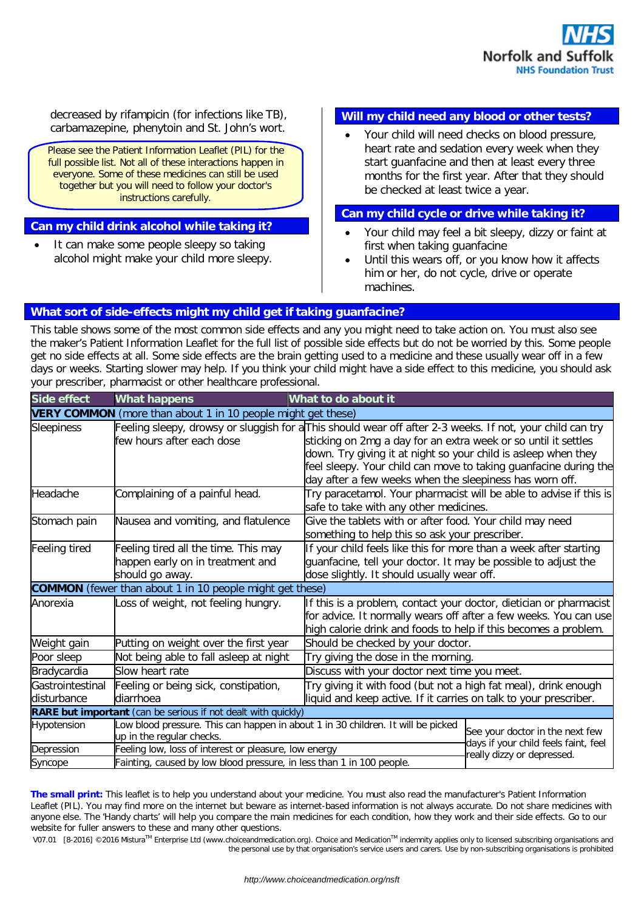decreased by rifampicin (for infections like TB), carbamazepine, phenytoin and St. John's wort.

> Please see the Patient Information Leaflet (PIL) for the full possible list. Not all of these interactions happen in everyone. Some of these medicines can still be used together but you will need to follow your doctor's instructions carefully.

## Can my child drink alcohol while taking it?

- It can make some people sleepy so taking alcohol might make your child more sleepy.

## Will my child need any blood or other tests?

- Your child will need checks on blood pressure, heart rate and sedation every week when they start guanfacine and then at least every three months for the first year. After that they should be checked at least twice a year.

## Can my child cycle or drive while taking it?

- Your child may feel a bit sleepy, dizzy or faint at first when taking guanfacine
- Until this wears off, or you know how it affects him or her, do not cycle, drive or operate machines.

## What sort of side-effects might my child get if taking guanfacine?

This table shows some of the most common side effects and any you might need to take action on. You must also see the maker's Patient Information Leaflet for the full list of possible side effects but do not be worried by this. Some people get no side effects at all. Some side effects are the brain getting used to a medicine and these usually wear off in a few days or weeks. Starting slower may help. If you think your child might have a side effect to this medicine, you should ask your prescriber, pharmacist or other healthcare professional.

| Side effect | What happens | What to do about it |
|---|---|---|
| **VERY COMMON** (more than about 1 in 10 people might get these) | | |
| Sleepiness | Feeling sleepy, drowsy or sluggish for a few hours after each dose | This should wear off after 2-3 weeks. If not, your child can try sticking on 2mg a day for an extra week or so until it settles down. Try giving it at night so your child is asleep when they feel sleepy. Your child can move to taking guanfacine during the day after a few weeks when the sleepiness has worn off. |
| Headache | Complaining of a painful head. | Try paracetamol. Your pharmacist will be able to advise if this is safe to take with any other medicines. |
| Stomach pain | Nausea and vomiting, and flatulence | Give the tablets with or after food. Your child may need something to help this so ask your prescriber. |
| Feeling tired | Feeling tired all the time. This may happen early on in treatment and should go away. | If your child feels like this for more than a week after starting guanfacine, tell your doctor. It may be possible to adjust the dose slightly. It should usually wear off. |
| **COMMON** (fewer than about 1 in 10 people might get these) | | |
| Anorexia | Loss of weight, not feeling hungry. | If this is a problem, contact your doctor, dietician or pharmacist for advice. It normally wears off after a few weeks. You can use high calorie drink and foods to help if this becomes a problem. |
| Weight gain | Putting on weight over the first year | Should be checked by your doctor. |
| Poor sleep | Not being able to fall asleep at night | Try giving the dose in the morning. |
| Bradycardia | Slow heart rate | Discuss with your doctor next time you meet. |
| Gastrointestinal disturbance | Feeling or being sick, constipation, diarrhoea | Try giving it with food (but not a high fat meal), drink enough liquid and keep active. If it carries on talk to your prescriber. |
| **RARE but important** (can be serious if not dealt with quickly) | | |
| Hypotension | Low blood pressure. This can happen in about 1 in 30 children. It will be picked up in the regular checks. | See your doctor in the next few days if your child feels faint, feel really dizzy or depressed. |
| Depression | Feeling low, loss of interest or pleasure, low energy | |
| Syncope | Fainting, caused by low blood pressure, in less than 1 in 100 people. | |

**The small print:** This leaflet is to help you understand about your medicine. You must also read the manufacturer's Patient Information Leaflet (PIL). You may find more on the internet but beware as internet-based information is not always accurate. Do not share medicines with anyone else. The 'Handy charts' will help you compare the main medicines for each condition, how they work and their side effects. Go to our website for fuller answers to these and many other questions.

V07.01 [8-2016] ©2016 Mistura™ Enterprise Ltd (www.choiceandmedication.org). Choice and Medication™ indemnity applies only to licensed subscribing organisations and the personal use by that organisation's service users and carers. Use by non-subscribing organisations is prohibited

*http://www.choiceandmedication.org/nsft*